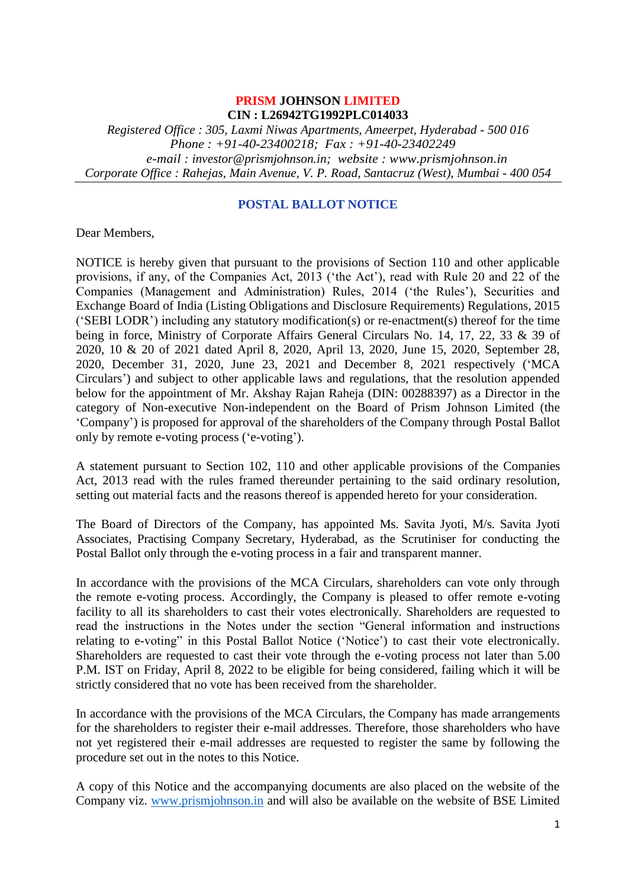**PRISM JOHNSON LIMITED**

**CIN : L26942TG1992PLC014033**

*Registered Office : 305, Laxmi Niwas Apartments, Ameerpet, Hyderabad - 500 016*
*Phone : +91-40-23400218; Fax : +91-40-23402249*
*e-mail : investor@prismjohnson.in; website : www.prismjohnson.in*
*Corporate Office : Rahejas, Main Avenue, V. P. Road, Santacruz (West), Mumbai - 400 054*

## POSTAL BALLOT NOTICE

Dear Members,

NOTICE is hereby given that pursuant to the provisions of Section 110 and other applicable provisions, if any, of the Companies Act, 2013 ('the Act'), read with Rule 20 and 22 of the Companies (Management and Administration) Rules, 2014 ('the Rules'), Securities and Exchange Board of India (Listing Obligations and Disclosure Requirements) Regulations, 2015 ('SEBI LODR') including any statutory modification(s) or re-enactment(s) thereof for the time being in force, Ministry of Corporate Affairs General Circulars No. 14, 17, 22, 33 & 39 of 2020, 10 & 20 of 2021 dated April 8, 2020, April 13, 2020, June 15, 2020, September 28, 2020, December 31, 2020, June 23, 2021 and December 8, 2021 respectively ('MCA Circulars') and subject to other applicable laws and regulations, that the resolution appended below for the appointment of Mr. Akshay Rajan Raheja (DIN: 00288397) as a Director in the category of Non-executive Non-independent on the Board of Prism Johnson Limited (the 'Company') is proposed for approval of the shareholders of the Company through Postal Ballot only by remote e-voting process ('e-voting').

A statement pursuant to Section 102, 110 and other applicable provisions of the Companies Act, 2013 read with the rules framed thereunder pertaining to the said ordinary resolution, setting out material facts and the reasons thereof is appended hereto for your consideration.

The Board of Directors of the Company, has appointed Ms. Savita Jyoti, M/s. Savita Jyoti Associates, Practising Company Secretary, Hyderabad, as the Scrutiniser for conducting the Postal Ballot only through the e-voting process in a fair and transparent manner.

In accordance with the provisions of the MCA Circulars, shareholders can vote only through the remote e-voting process. Accordingly, the Company is pleased to offer remote e-voting facility to all its shareholders to cast their votes electronically. Shareholders are requested to read the instructions in the Notes under the section "General information and instructions relating to e-voting" in this Postal Ballot Notice ('Notice') to cast their vote electronically. Shareholders are requested to cast their vote through the e-voting process not later than 5.00 P.M. IST on Friday, April 8, 2022 to be eligible for being considered, failing which it will be strictly considered that no vote has been received from the shareholder.

In accordance with the provisions of the MCA Circulars, the Company has made arrangements for the shareholders to register their e-mail addresses. Therefore, those shareholders who have not yet registered their e-mail addresses are requested to register the same by following the procedure set out in the notes to this Notice.

A copy of this Notice and the accompanying documents are also placed on the website of the Company viz. www.prismjohnson.in and will also be available on the website of BSE Limited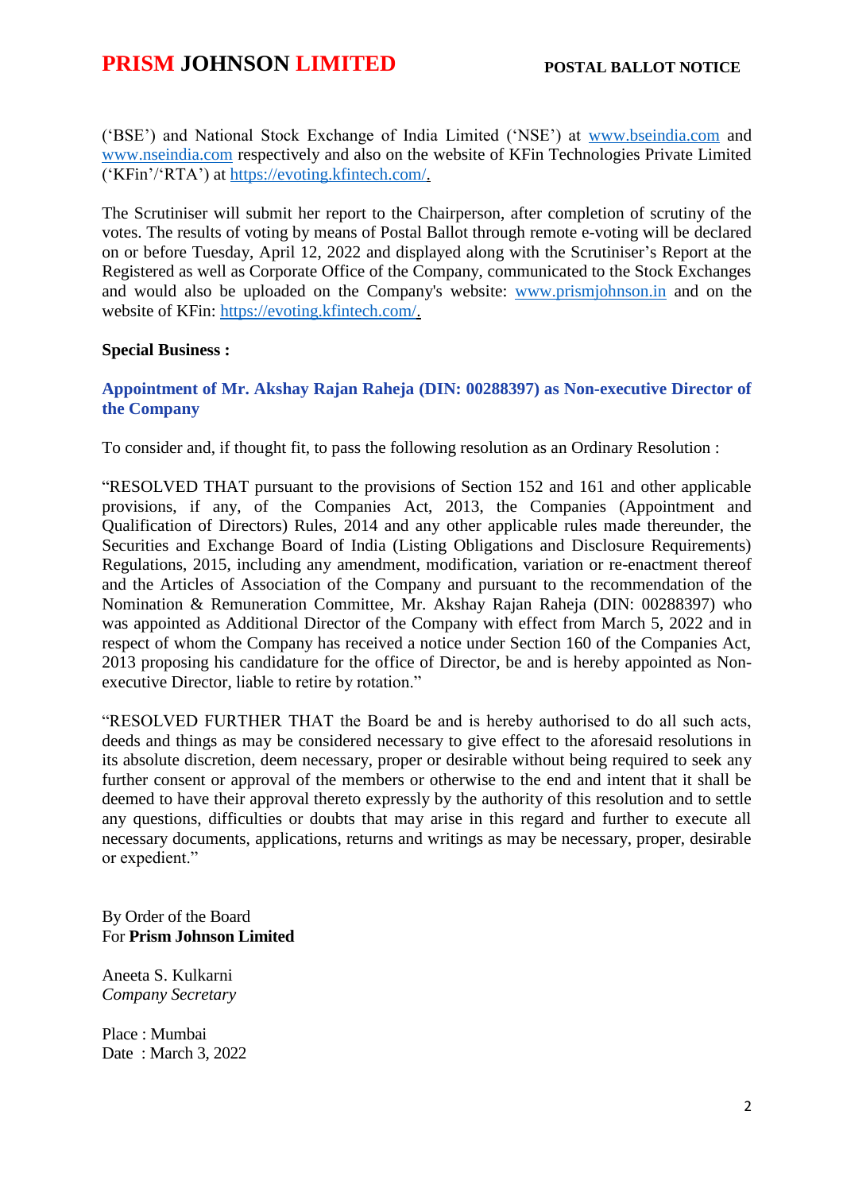(‘BSE’) and National Stock Exchange of India Limited (‘NSE’) at www.bseindia.com and www.nseindia.com respectively and also on the website of KFin Technologies Private Limited (‘KFin’/‘RTA’) at https://evoting.kfintech.com/.

The Scrutiniser will submit her report to the Chairperson, after completion of scrutiny of the votes. The results of voting by means of Postal Ballot through remote e-voting will be declared on or before Tuesday, April 12, 2022 and displayed along with the Scrutiniser’s Report at the Registered as well as Corporate Office of the Company, communicated to the Stock Exchanges and would also be uploaded on the Company's website: www.prismjohnson.in and on the website of KFin: https://evoting.kfintech.com/.

**Special Business :**

**Appointment of Mr. Akshay Rajan Raheja (DIN: 00288397) as Non-executive Director of the Company**

To consider and, if thought fit, to pass the following resolution as an Ordinary Resolution :

“RESOLVED THAT pursuant to the provisions of Section 152 and 161 and other applicable provisions, if any, of the Companies Act, 2013, the Companies (Appointment and Qualification of Directors) Rules, 2014 and any other applicable rules made thereunder, the Securities and Exchange Board of India (Listing Obligations and Disclosure Requirements) Regulations, 2015, including any amendment, modification, variation or re-enactment thereof and the Articles of Association of the Company and pursuant to the recommendation of the Nomination & Remuneration Committee, Mr. Akshay Rajan Raheja (DIN: 00288397) who was appointed as Additional Director of the Company with effect from March 5, 2022 and in respect of whom the Company has received a notice under Section 160 of the Companies Act, 2013 proposing his candidature for the office of Director, be and is hereby appointed as Non-executive Director, liable to retire by rotation.”

“RESOLVED FURTHER THAT the Board be and is hereby authorised to do all such acts, deeds and things as may be considered necessary to give effect to the aforesaid resolutions in its absolute discretion, deem necessary, proper or desirable without being required to seek any further consent or approval of the members or otherwise to the end and intent that it shall be deemed to have their approval thereto expressly by the authority of this resolution and to settle any questions, difficulties or doubts that may arise in this regard and further to execute all necessary documents, applications, returns and writings as may be necessary, proper, desirable or expedient.”

By Order of the Board
For **Prism Johnson Limited**

Aneeta S. Kulkarni
*Company Secretary*

Place : Mumbai
Date : March 3, 2022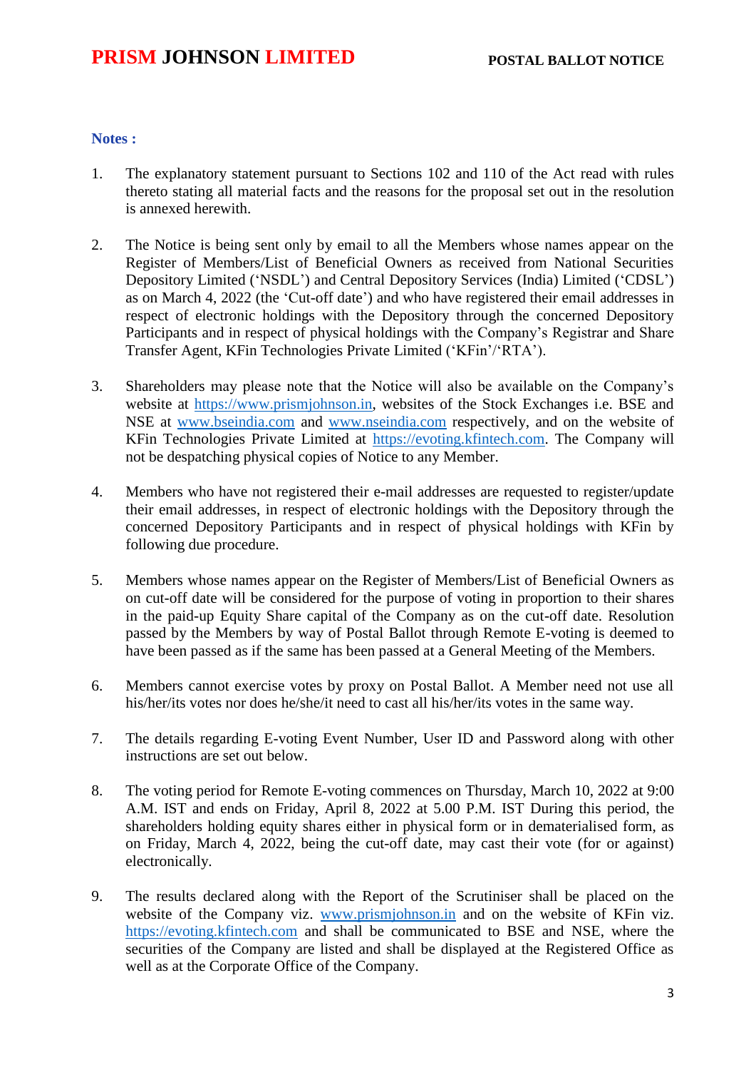**Notes :**

1. The explanatory statement pursuant to Sections 102 and 110 of the Act read with rules thereto stating all material facts and the reasons for the proposal set out in the resolution is annexed herewith.

2. The Notice is being sent only by email to all the Members whose names appear on the Register of Members/List of Beneficial Owners as received from National Securities Depository Limited ('NSDL') and Central Depository Services (India) Limited ('CDSL') as on March 4, 2022 (the 'Cut-off date') and who have registered their email addresses in respect of electronic holdings with the Depository through the concerned Depository Participants and in respect of physical holdings with the Company's Registrar and Share Transfer Agent, KFin Technologies Private Limited ('KFin'/'RTA').

3. Shareholders may please note that the Notice will also be available on the Company's website at https://www.prismjohnson.in, websites of the Stock Exchanges i.e. BSE and NSE at www.bseindia.com and www.nseindia.com respectively, and on the website of KFin Technologies Private Limited at https://evoting.kfintech.com. The Company will not be despatching physical copies of Notice to any Member.

4. Members who have not registered their e-mail addresses are requested to register/update their email addresses, in respect of electronic holdings with the Depository through the concerned Depository Participants and in respect of physical holdings with KFin by following due procedure.

5. Members whose names appear on the Register of Members/List of Beneficial Owners as on cut-off date will be considered for the purpose of voting in proportion to their shares in the paid-up Equity Share capital of the Company as on the cut-off date. Resolution passed by the Members by way of Postal Ballot through Remote E-voting is deemed to have been passed as if the same has been passed at a General Meeting of the Members.

6. Members cannot exercise votes by proxy on Postal Ballot. A Member need not use all his/her/its votes nor does he/she/it need to cast all his/her/its votes in the same way.

7. The details regarding E-voting Event Number, User ID and Password along with other instructions are set out below.

8. The voting period for Remote E-voting commences on Thursday, March 10, 2022 at 9:00 A.M. IST and ends on Friday, April 8, 2022 at 5.00 P.M. IST During this period, the shareholders holding equity shares either in physical form or in dematerialised form, as on Friday, March 4, 2022, being the cut-off date, may cast their vote (for or against) electronically.

9. The results declared along with the Report of the Scrutiniser shall be placed on the website of the Company viz. www.prismjohnson.in and on the website of KFin viz. https://evoting.kfintech.com and shall be communicated to BSE and NSE, where the securities of the Company are listed and shall be displayed at the Registered Office as well as at the Corporate Office of the Company.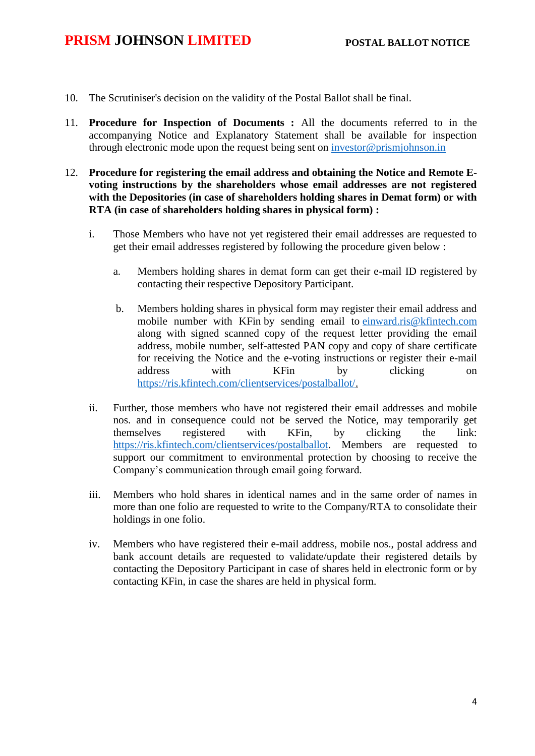10. The Scrutiniser's decision on the validity of the Postal Ballot shall be final.

11. **Procedure for Inspection of Documents :** All the documents referred to in the accompanying Notice and Explanatory Statement shall be available for inspection through electronic mode upon the request being sent on investor@prismjohnson.in

12. **Procedure for registering the email address and obtaining the Notice and Remote E-voting instructions by the shareholders whose email addresses are not registered with the Depositories (in case of shareholders holding shares in Demat form) or with RTA (in case of shareholders holding shares in physical form) :**

    i. Those Members who have not yet registered their email addresses are requested to get their email addresses registered by following the procedure given below :

       a. Members holding shares in demat form can get their e-mail ID registered by contacting their respective Depository Participant.

       b. Members holding shares in physical form may register their email address and mobile number with KFin by sending email to einward.ris@kfintech.com along with signed scanned copy of the request letter providing the email address, mobile number, self-attested PAN copy and copy of share certificate for receiving the Notice and the e-voting instructions or register their e-mail address with KFin by clicking on https://ris.kfintech.com/clientservices/postalballot/.

    ii. Further, those members who have not registered their email addresses and mobile nos. and in consequence could not be served the Notice, may temporarily get themselves registered with KFin, by clicking the link: https://ris.kfintech.com/clientservices/postalballot. Members are requested to support our commitment to environmental protection by choosing to receive the Company's communication through email going forward.

    iii. Members who hold shares in identical names and in the same order of names in more than one folio are requested to write to the Company/RTA to consolidate their holdings in one folio.

    iv. Members who have registered their e-mail address, mobile nos., postal address and bank account details are requested to validate/update their registered details by contacting the Depository Participant in case of shares held in electronic form or by contacting KFin, in case the shares are held in physical form.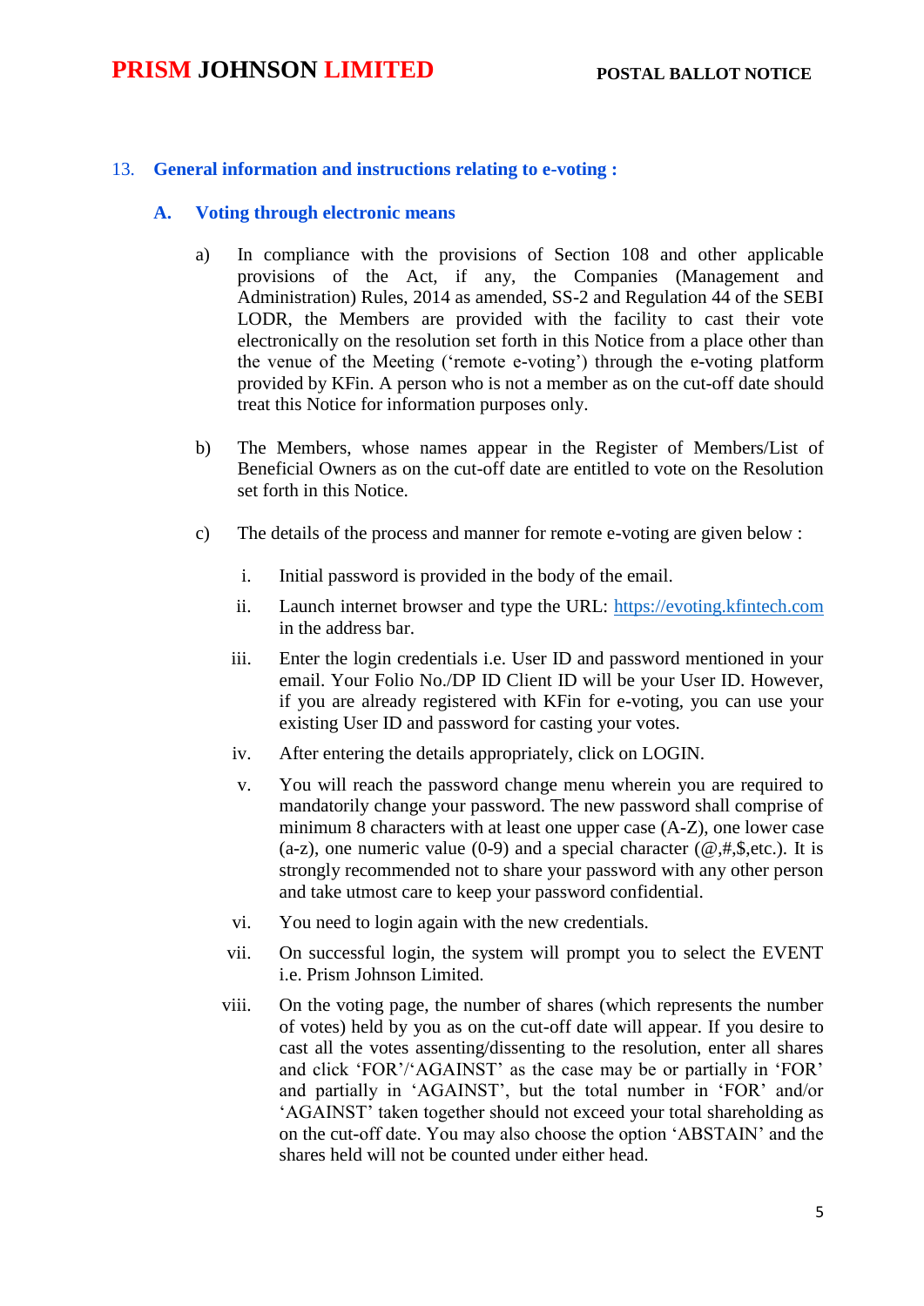## 13. General information and instructions relating to e-voting :

### A. Voting through electronic means

a) In compliance with the provisions of Section 108 and other applicable provisions of the Act, if any, the Companies (Management and Administration) Rules, 2014 as amended, SS-2 and Regulation 44 of the SEBI LODR, the Members are provided with the facility to cast their vote electronically on the resolution set forth in this Notice from a place other than the venue of the Meeting ('remote e-voting') through the e-voting platform provided by KFin. A person who is not a member as on the cut-off date should treat this Notice for information purposes only.

b) The Members, whose names appear in the Register of Members/List of Beneficial Owners as on the cut-off date are entitled to vote on the Resolution set forth in this Notice.

c) The details of the process and manner for remote e-voting are given below :

i. Initial password is provided in the body of the email.

ii. Launch internet browser and type the URL: https://evoting.kfintech.com in the address bar.

iii. Enter the login credentials i.e. User ID and password mentioned in your email. Your Folio No./DP ID Client ID will be your User ID. However, if you are already registered with KFin for e-voting, you can use your existing User ID and password for casting your votes.

iv. After entering the details appropriately, click on LOGIN.

v. You will reach the password change menu wherein you are required to mandatorily change your password. The new password shall comprise of minimum 8 characters with at least one upper case (A-Z), one lower case (a-z), one numeric value (0-9) and a special character (@,#,$,etc.). It is strongly recommended not to share your password with any other person and take utmost care to keep your password confidential.

vi. You need to login again with the new credentials.

vii. On successful login, the system will prompt you to select the EVENT i.e. Prism Johnson Limited.

viii. On the voting page, the number of shares (which represents the number of votes) held by you as on the cut-off date will appear. If you desire to cast all the votes assenting/dissenting to the resolution, enter all shares and click 'FOR'/'AGAINST' as the case may be or partially in 'FOR' and partially in 'AGAINST', but the total number in 'FOR' and/or 'AGAINST' taken together should not exceed your total shareholding as on the cut-off date. You may also choose the option 'ABSTAIN' and the shares held will not be counted under either head.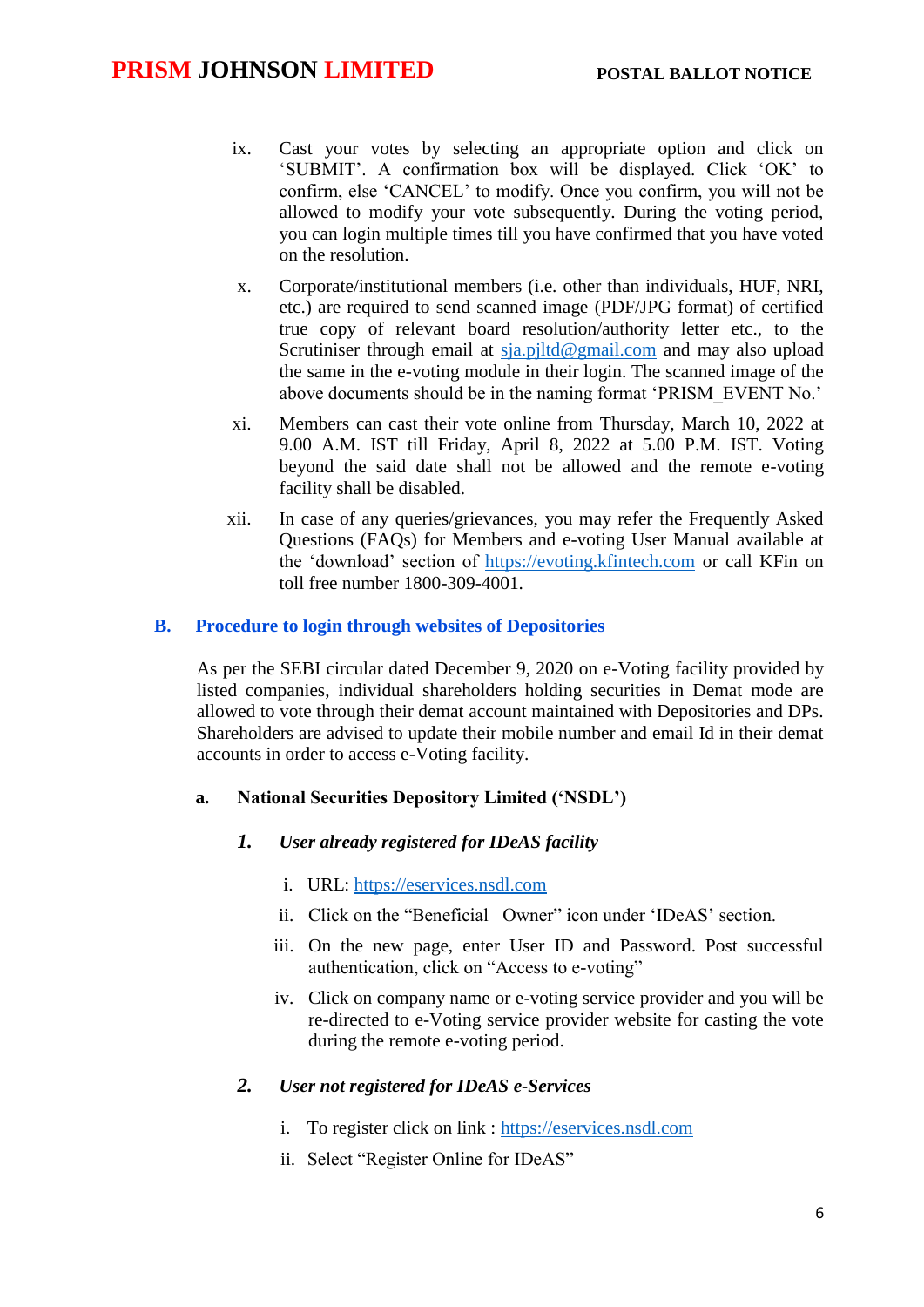ix. Cast your votes by selecting an appropriate option and click on 'SUBMIT'. A confirmation box will be displayed. Click 'OK' to confirm, else 'CANCEL' to modify. Once you confirm, you will not be allowed to modify your vote subsequently. During the voting period, you can login multiple times till you have confirmed that you have voted on the resolution.

x. Corporate/institutional members (i.e. other than individuals, HUF, NRI, etc.) are required to send scanned image (PDF/JPG format) of certified true copy of relevant board resolution/authority letter etc., to the Scrutiniser through email at sja.pjltd@gmail.com and may also upload the same in the e-voting module in their login. The scanned image of the above documents should be in the naming format 'PRISM_EVENT No.'

xi. Members can cast their vote online from Thursday, March 10, 2022 at 9.00 A.M. IST till Friday, April 8, 2022 at 5.00 P.M. IST. Voting beyond the said date shall not be allowed and the remote e-voting facility shall be disabled.

xii. In case of any queries/grievances, you may refer the Frequently Asked Questions (FAQs) for Members and e-voting User Manual available at the 'download' section of https://evoting.kfintech.com or call KFin on toll free number 1800-309-4001.

## B. Procedure to login through websites of Depositories

As per the SEBI circular dated December 9, 2020 on e-Voting facility provided by listed companies, individual shareholders holding securities in Demat mode are allowed to vote through their demat account maintained with Depositories and DPs. Shareholders are advised to update their mobile number and email Id in their demat accounts in order to access e-Voting facility.

### a. National Securities Depository Limited ('NSDL')

#### *1. User already registered for IDeAS facility*

i. URL: https://eservices.nsdl.com

ii. Click on the "Beneficial Owner" icon under 'IDeAS' section.

iii. On the new page, enter User ID and Password. Post successful authentication, click on "Access to e-voting"

iv. Click on company name or e-voting service provider and you will be re-directed to e-Voting service provider website for casting the vote during the remote e-voting period.

#### *2. User not registered for IDeAS e-Services*

i. To register click on link : https://eservices.nsdl.com

ii. Select "Register Online for IDeAS"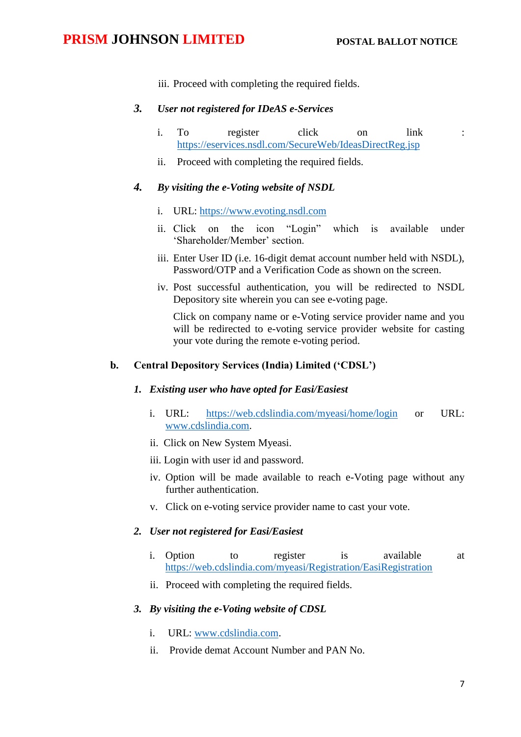iii. Proceed with completing the required fields.

3. ***User not registered for IDeAS e-Services***

   i. To register click on link : https://eservices.nsdl.com/SecureWeb/IdeasDirectReg.jsp

   ii. Proceed with completing the required fields.

4. ***By visiting the e-Voting website of NSDL***

   i. URL: https://www.evoting.nsdl.com

   ii. Click on the icon "Login" which is available under 'Shareholder/Member' section.

   iii. Enter User ID (i.e. 16-digit demat account number held with NSDL), Password/OTP and a Verification Code as shown on the screen.

   iv. Post successful authentication, you will be redirected to NSDL Depository site wherein you can see e-voting page.

   Click on company name or e-Voting service provider name and you will be redirected to e-voting service provider website for casting your vote during the remote e-voting period.

**b. Central Depository Services (India) Limited ('CDSL')**

1. ***Existing user who have opted for Easi/Easiest***

   i. URL: https://web.cdslindia.com/myeasi/home/login or URL: www.cdslindia.com.

   ii. Click on New System Myeasi.

   iii. Login with user id and password.

   iv. Option will be made available to reach e-Voting page without any further authentication.

   v. Click on e-voting service provider name to cast your vote.

2. ***User not registered for Easi/Easiest***

   i. Option to register is available at https://web.cdslindia.com/myeasi/Registration/EasiRegistration

   ii. Proceed with completing the required fields.

3. ***By visiting the e-Voting website of CDSL***

   i. URL: www.cdslindia.com.

   ii. Provide demat Account Number and PAN No.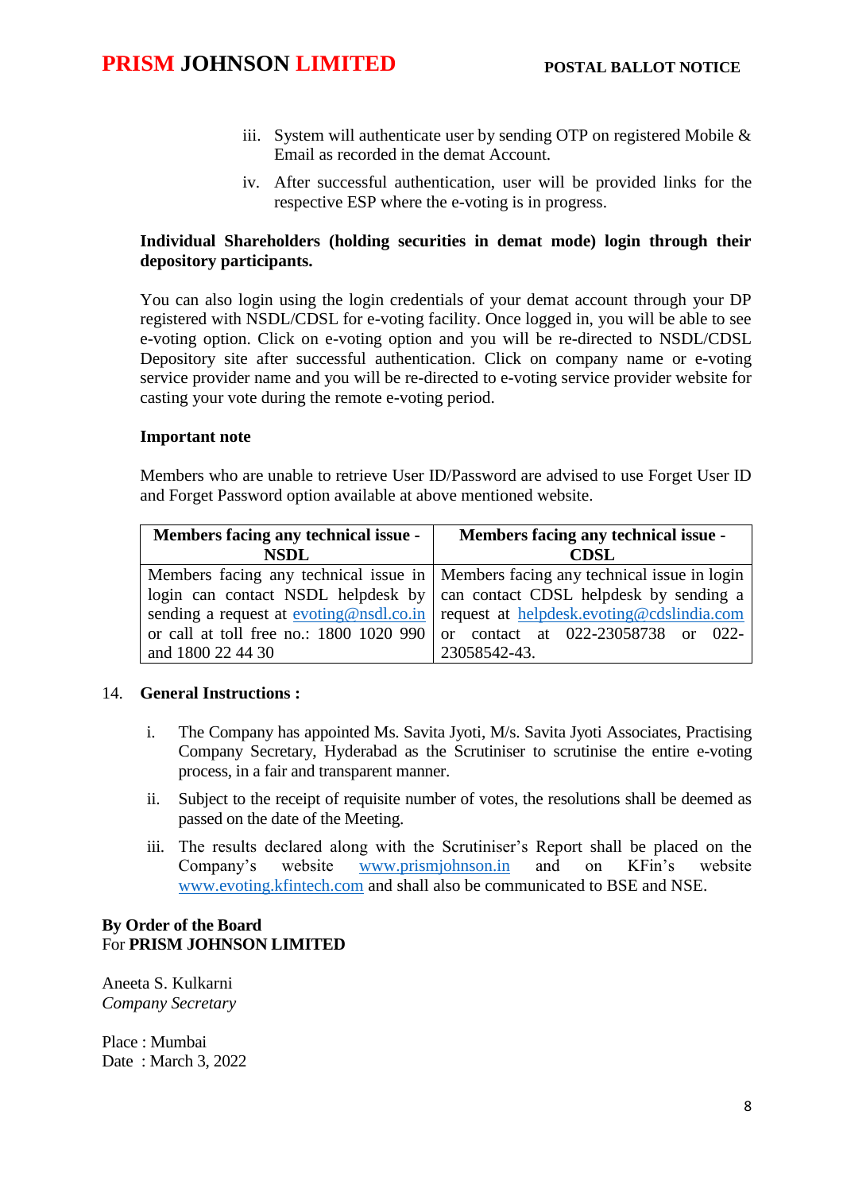iii. System will authenticate user by sending OTP on registered Mobile & Email as recorded in the demat Account.

iv. After successful authentication, user will be provided links for the respective ESP where the e-voting is in progress.

**Individual Shareholders (holding securities in demat mode) login through their depository participants.**

You can also login using the login credentials of your demat account through your DP registered with NSDL/CDSL for e-voting facility. Once logged in, you will be able to see e-voting option. Click on e-voting option and you will be re-directed to NSDL/CDSL Depository site after successful authentication. Click on company name or e-voting service provider name and you will be re-directed to e-voting service provider website for casting your vote during the remote e-voting period.

**Important note**

Members who are unable to retrieve User ID/Password are advised to use Forget User ID and Forget Password option available at above mentioned website.

| Members facing any technical issue - NSDL | Members facing any technical issue - CDSL |
|---|---|
| Members facing any technical issue in login can contact NSDL helpdesk by sending a request at evoting@nsdl.co.in or call at toll free no.: 1800 1020 990 and 1800 22 44 30 | Members facing any technical issue in login can contact CDSL helpdesk by sending a request at helpdesk.evoting@cdslindia.com or contact at 022-23058738 or 022-23058542-43. |

14. **General Instructions :**

i. The Company has appointed Ms. Savita Jyoti, M/s. Savita Jyoti Associates, Practising Company Secretary, Hyderabad as the Scrutiniser to scrutinise the entire e-voting process, in a fair and transparent manner.

ii. Subject to the receipt of requisite number of votes, the resolutions shall be deemed as passed on the date of the Meeting.

iii. The results declared along with the Scrutiniser's Report shall be placed on the Company's website www.prismjohnson.in and on KFin's website www.evoting.kfintech.com and shall also be communicated to BSE and NSE.

**By Order of the Board**
For **PRISM JOHNSON LIMITED**

Aneeta S. Kulkarni
*Company Secretary*

Place : Mumbai
Date : March 3, 2022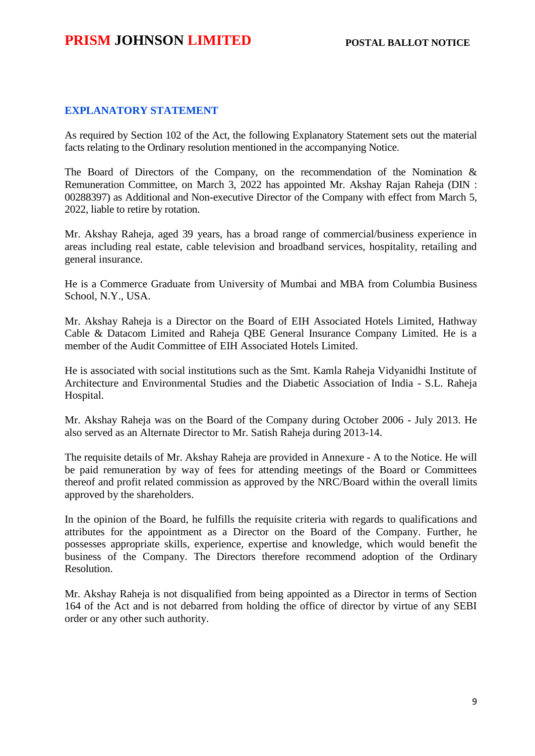## EXPLANATORY STATEMENT

As required by Section 102 of the Act, the following Explanatory Statement sets out the material facts relating to the Ordinary resolution mentioned in the accompanying Notice.

The Board of Directors of the Company, on the recommendation of the Nomination & Remuneration Committee, on March 3, 2022 has appointed Mr. Akshay Rajan Raheja (DIN : 00288397) as Additional and Non-executive Director of the Company with effect from March 5, 2022, liable to retire by rotation.

Mr. Akshay Raheja, aged 39 years, has a broad range of commercial/business experience in areas including real estate, cable television and broadband services, hospitality, retailing and general insurance.

He is a Commerce Graduate from University of Mumbai and MBA from Columbia Business School, N.Y., USA.

Mr. Akshay Raheja is a Director on the Board of EIH Associated Hotels Limited, Hathway Cable & Datacom Limited and Raheja QBE General Insurance Company Limited. He is a member of the Audit Committee of EIH Associated Hotels Limited.

He is associated with social institutions such as the Smt. Kamla Raheja Vidyanidhi Institute of Architecture and Environmental Studies and the Diabetic Association of India - S.L. Raheja Hospital.

Mr. Akshay Raheja was on the Board of the Company during October 2006 - July 2013. He also served as an Alternate Director to Mr. Satish Raheja during 2013-14.

The requisite details of Mr. Akshay Raheja are provided in Annexure - A to the Notice. He will be paid remuneration by way of fees for attending meetings of the Board or Committees thereof and profit related commission as approved by the NRC/Board within the overall limits approved by the shareholders.

In the opinion of the Board, he fulfills the requisite criteria with regards to qualifications and attributes for the appointment as a Director on the Board of the Company. Further, he possesses appropriate skills, experience, expertise and knowledge, which would benefit the business of the Company. The Directors therefore recommend adoption of the Ordinary Resolution.

Mr. Akshay Raheja is not disqualified from being appointed as a Director in terms of Section 164 of the Act and is not debarred from holding the office of director by virtue of any SEBI order or any other such authority.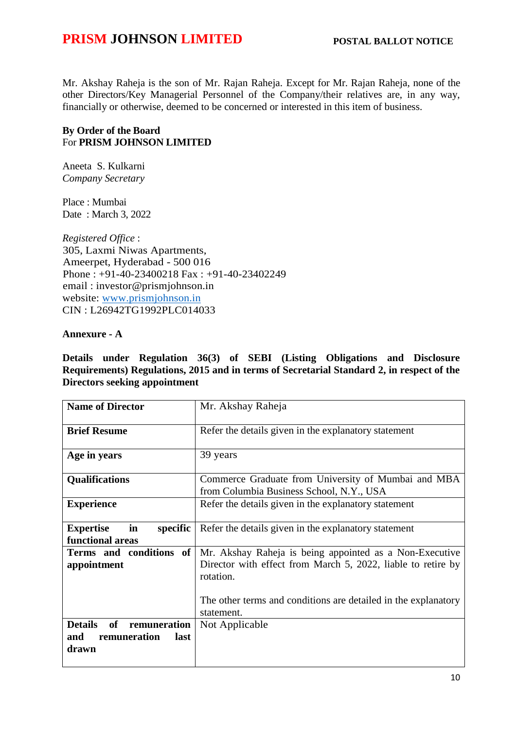Mr. Akshay Raheja is the son of Mr. Rajan Raheja. Except for Mr. Rajan Raheja, none of the other Directors/Key Managerial Personnel of the Company/their relatives are, in any way, financially or otherwise, deemed to be concerned or interested in this item of business.

**By Order of the Board**
For **PRISM JOHNSON LIMITED**

Aneeta S. Kulkarni
*Company Secretary*

Place : Mumbai
Date : March 3, 2022

*Registered Office* :
305, Laxmi Niwas Apartments,
Ameerpet, Hyderabad - 500 016
Phone : +91-40-23400218 Fax : +91-40-23402249
email : investor@prismjohnson.in
website: www.prismjohnson.in
CIN : L26942TG1992PLC014033

**Annexure - A**

**Details under Regulation 36(3) of SEBI (Listing Obligations and Disclosure Requirements) Regulations, 2015 and in terms of Secretarial Standard 2, in respect of the Directors seeking appointment**

| **Name of Director** | Mr. Akshay Raheja |
|---|---|
| **Brief Resume** | Refer the details given in the explanatory statement |
| **Age in years** | 39 years |
| **Qualifications** | Commerce Graduate from University of Mumbai and MBA from Columbia Business School, N.Y., USA |
| **Experience** | Refer the details given in the explanatory statement |
| **Expertise in specific functional areas** | Refer the details given in the explanatory statement |
| **Terms and conditions of appointment** | Mr. Akshay Raheja is being appointed as a Non-Executive Director with effect from March 5, 2022, liable to retire by rotation.<br><br>The other terms and conditions are detailed in the explanatory statement. |
| **Details of remuneration and remuneration last drawn** | Not Applicable |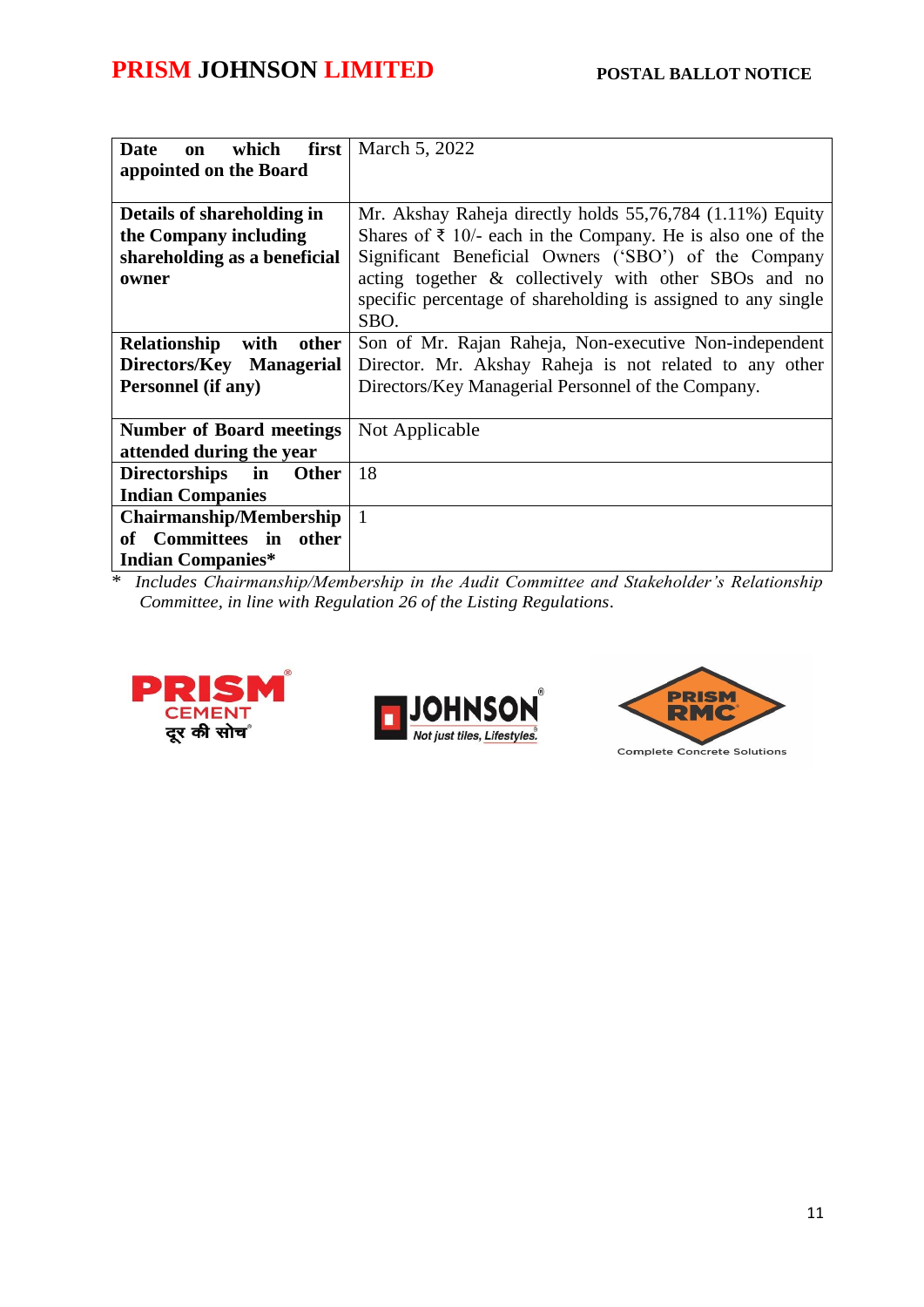| | |
|---|---|
| **Date on which first appointed on the Board** | March 5, 2022 |
| **Details of shareholding in the Company including shareholding as a beneficial owner** | Mr. Akshay Raheja directly holds 55,76,784 (1.11%) Equity Shares of ₹ 10/- each in the Company. He is also one of the Significant Beneficial Owners ('SBO') of the Company acting together & collectively with other SBOs and no specific percentage of shareholding is assigned to any single SBO. |
| **Relationship with other Directors/Key Managerial Personnel (if any)** | Son of Mr. Rajan Raheja, Non-executive Non-independent Director. Mr. Akshay Raheja is not related to any other Directors/Key Managerial Personnel of the Company. |
| **Number of Board meetings attended during the year** | Not Applicable |
| **Directorships in Other Indian Companies** | 18 |
| **Chairmanship/Membership of Committees in other Indian Companies*** | 1 |

\* *Includes Chairmanship/Membership in the Audit Committee and Stakeholder's Relationship Committee, in line with Regulation 26 of the Listing Regulations.*